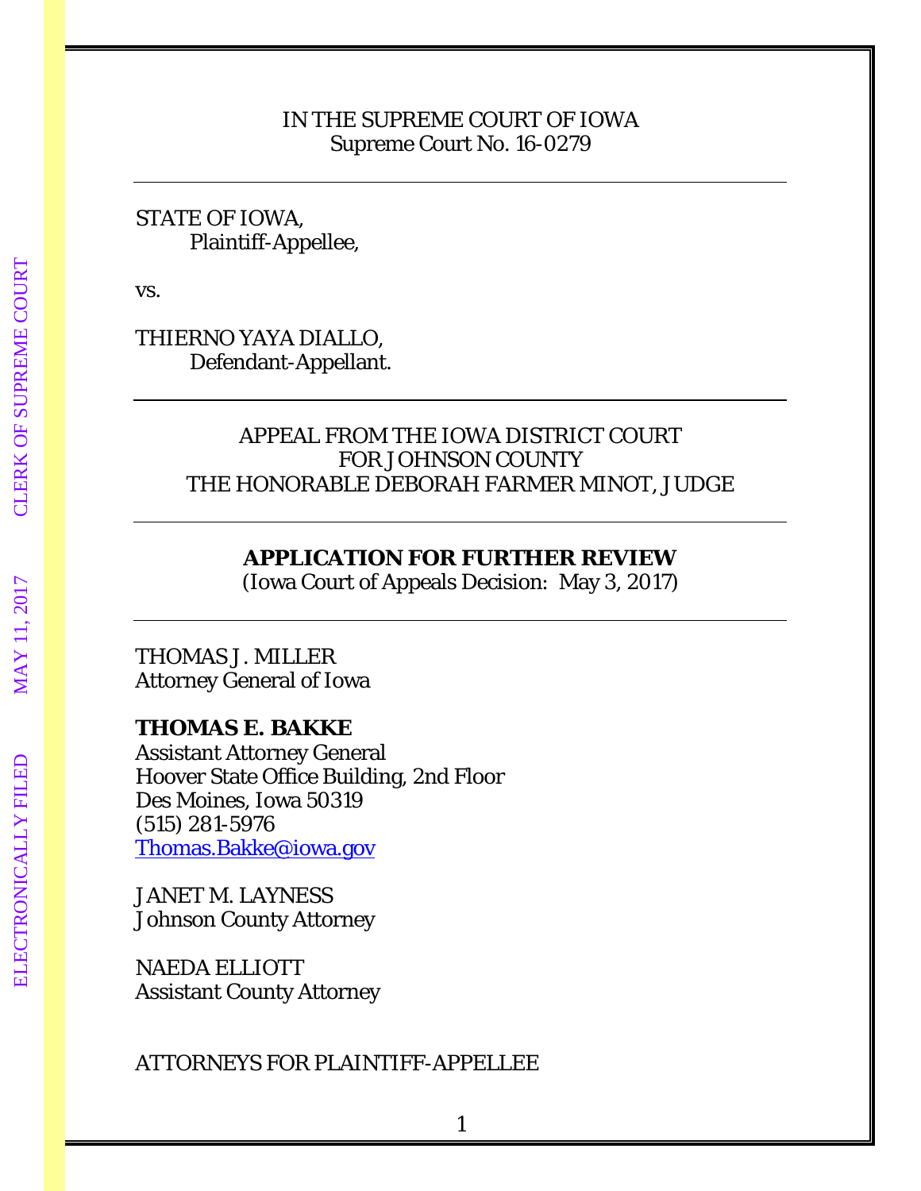IN THE SUPREME COURT OF IOWA
Supreme Court No. 16-0279

---

STATE OF IOWA,
Plaintiff-Appellee,

vs.

THIERNO YAYA DIALLO,
Defendant-Appellant.

---

APPEAL FROM THE IOWA DISTRICT COURT
FOR JOHNSON COUNTY
THE HONORABLE DEBORAH FARMER MINOT, JUDGE

---

**APPLICATION FOR FURTHER REVIEW**
(Iowa Court of Appeals Decision: May 3, 2017)

---

THOMAS J. MILLER
Attorney General of Iowa

**THOMAS E. BAKKE**
Assistant Attorney General
Hoover State Office Building, 2nd Floor
Des Moines, Iowa 50319
(515) 281-5976
Thomas.Bakke@iowa.gov

JANET M. LAYNESS
Johnson County Attorney

NAEDA ELLIOTT
Assistant County Attorney

ATTORNEYS FOR PLAINTIFF-APPELLEE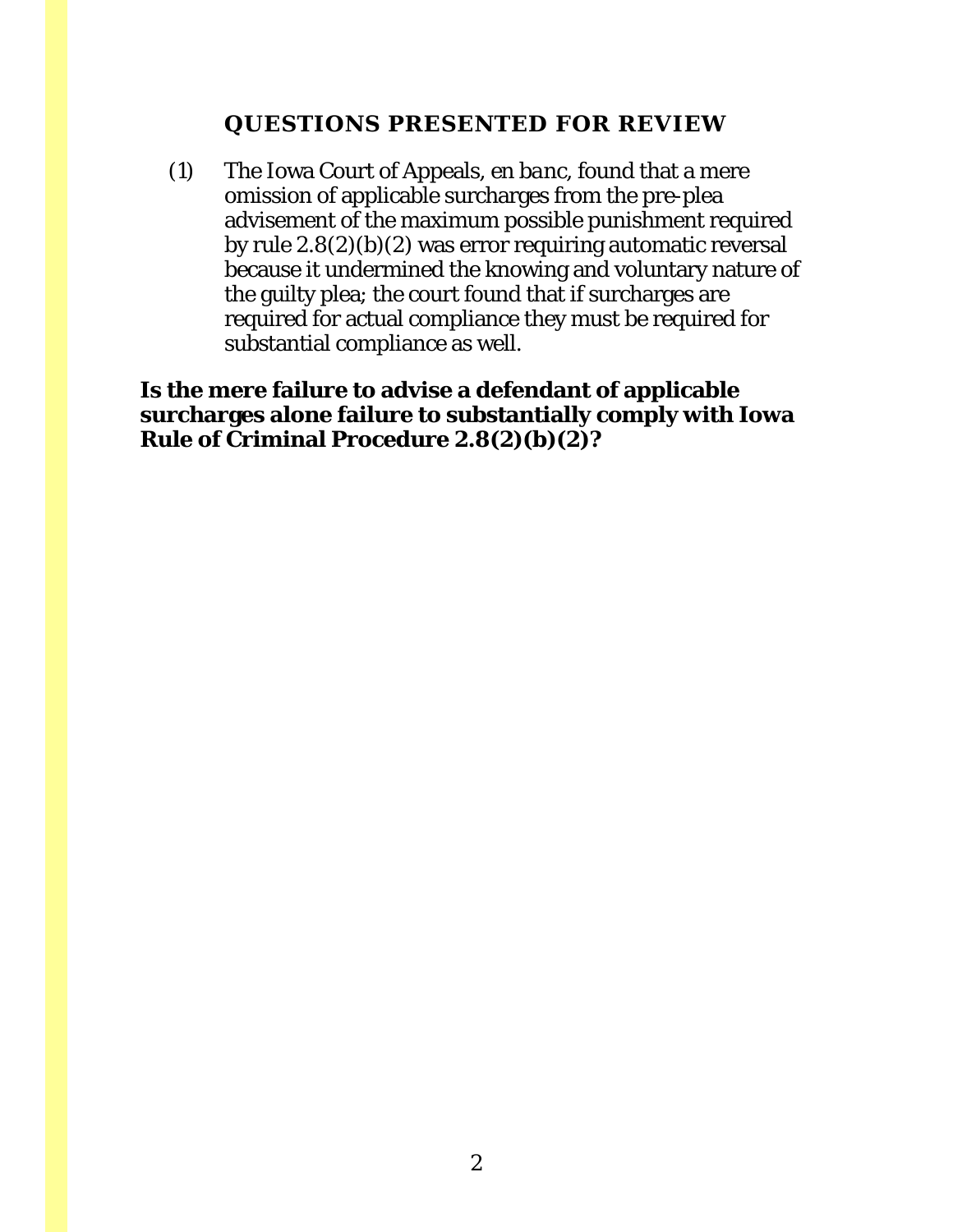## QUESTIONS PRESENTED FOR REVIEW

(1) The Iowa Court of Appeals, en banc, found that a mere omission of applicable surcharges from the pre-plea advisement of the maximum possible punishment required by rule 2.8(2)(b)(2) was error requiring automatic reversal because it undermined the knowing and voluntary nature of the guilty plea; the court found that if surcharges are required for actual compliance they must be required for substantial compliance as well.

**Is the mere failure to advise a defendant of applicable surcharges alone failure to substantially comply with Iowa Rule of Criminal Procedure 2.8(2)(b)(2)?**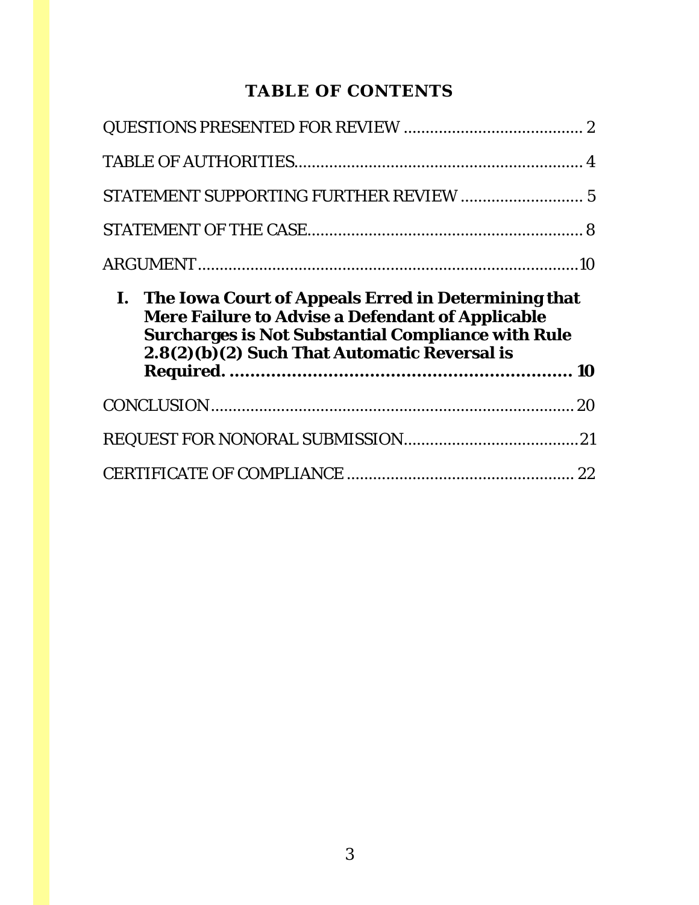## TABLE OF CONTENTS

QUESTIONS PRESENTED FOR REVIEW .......................................... 2

TABLE OF AUTHORITIES.................................................................. 4

STATEMENT SUPPORTING FURTHER REVIEW ............................ 5

STATEMENT OF THE CASE............................................................... 8

ARGUMENT.........................................................................................10

**I. The Iowa Court of Appeals Erred in Determining that Mere Failure to Advise a Defendant of Applicable Surcharges is Not Substantial Compliance with Rule 2.8(2)(b)(2) Such That Automatic Reversal is Required. ................................................................... 10**

CONCLUSION..................................................................................... 20

REQUEST FOR NONORAL SUBMISSION.........................................21

CERTIFICATE OF COMPLIANCE .................................................... 22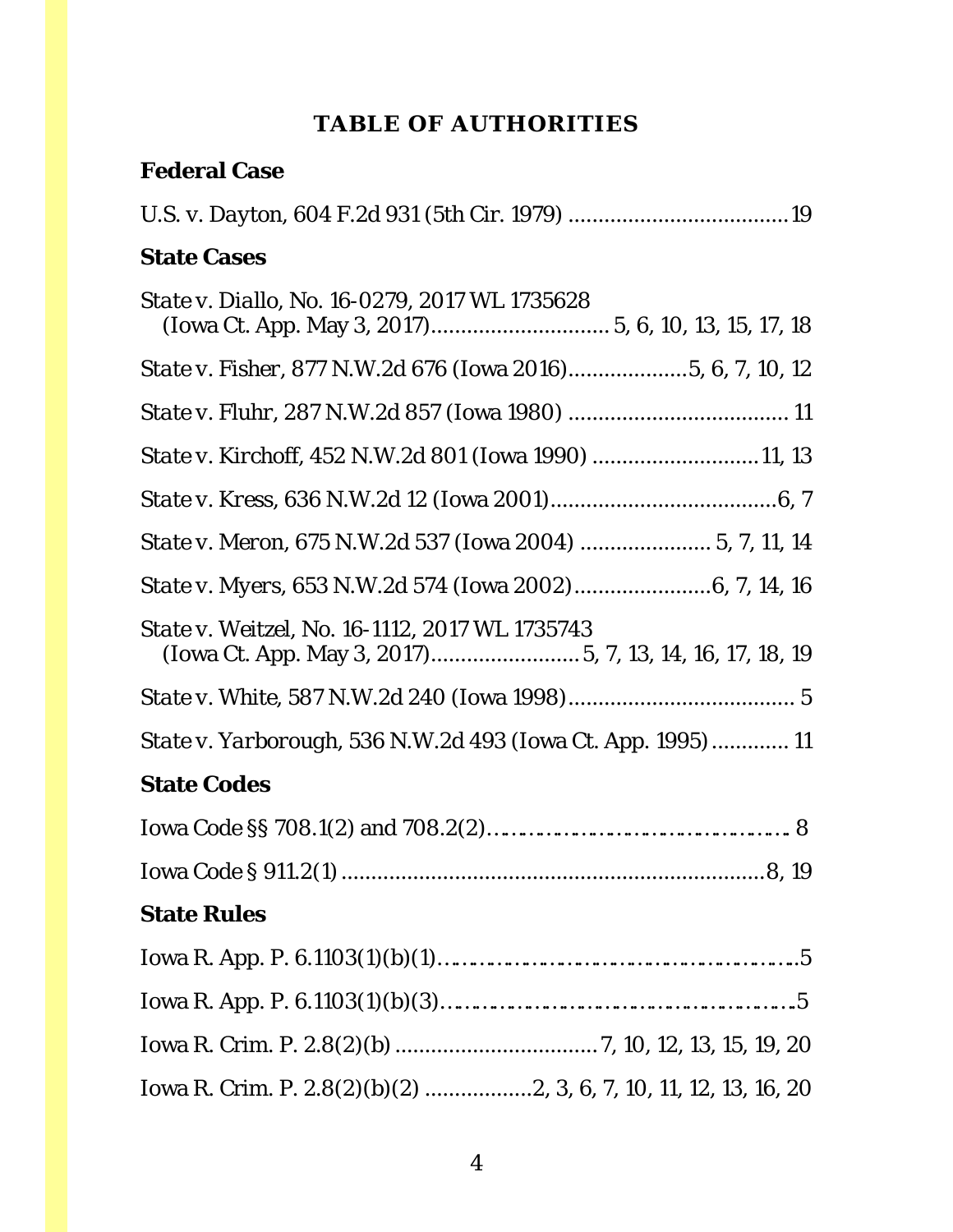## TABLE OF AUTHORITIES

### Federal Case

*U.S. v. Dayton*, 604 F.2d 931 (5th Cir. 1979) .................................... 19

### State Cases

*State v. Diallo*, No. 16-0279, 2017 WL 1735628 (Iowa Ct. App. May 3, 2017) ............................. 5, 6, 10, 13, 15, 17, 18

*State v. Fisher*, 877 N.W.2d 676 (Iowa 2016) .................... 5, 6, 7, 10, 12

*State v. Fluhr*, 287 N.W.2d 857 (Iowa 1980) ..................................... 11

*State v. Kirchoff*, 452 N.W.2d 801 (Iowa 1990) ........................... 11, 13

*State v. Kress*, 636 N.W.2d 12 (Iowa 2001) ...................................... 6, 7

*State v. Meron*, 675 N.W.2d 537 (Iowa 2004) ...................... 5, 7, 11, 14

*State v. Myers*, 653 N.W.2d 574 (Iowa 2002) ....................... 6, 7, 14, 16

*State v. Weitzel*, No. 16-1112, 2017 WL 1735743 (Iowa Ct. App. May 3, 2017) ........................ 5, 7, 13, 14, 16, 17, 18, 19

*State v. White*, 587 N.W.2d 240 (Iowa 1998) ..................................... 5

*State v. Yarborough*, 536 N.W.2d 493 (Iowa Ct. App. 1995) ............. 11

### State Codes

Iowa Code §§ 708.1(2) and 708.2(2) ............................................ 8

Iowa Code § 911.2(1) ...................................................................... 8, 19

### State Rules

Iowa R. App. P. 6.1103(1)(b)(1) .................................................... 5

Iowa R. App. P. 6.1103(1)(b)(3) .................................................... 5

Iowa R. Crim. P. 2.8(2)(b) .................................. 7, 10, 12, 13, 15, 19, 20

Iowa R. Crim. P. 2.8(2)(b)(2) .................. 2, 3, 6, 7, 10, 11, 12, 13, 16, 20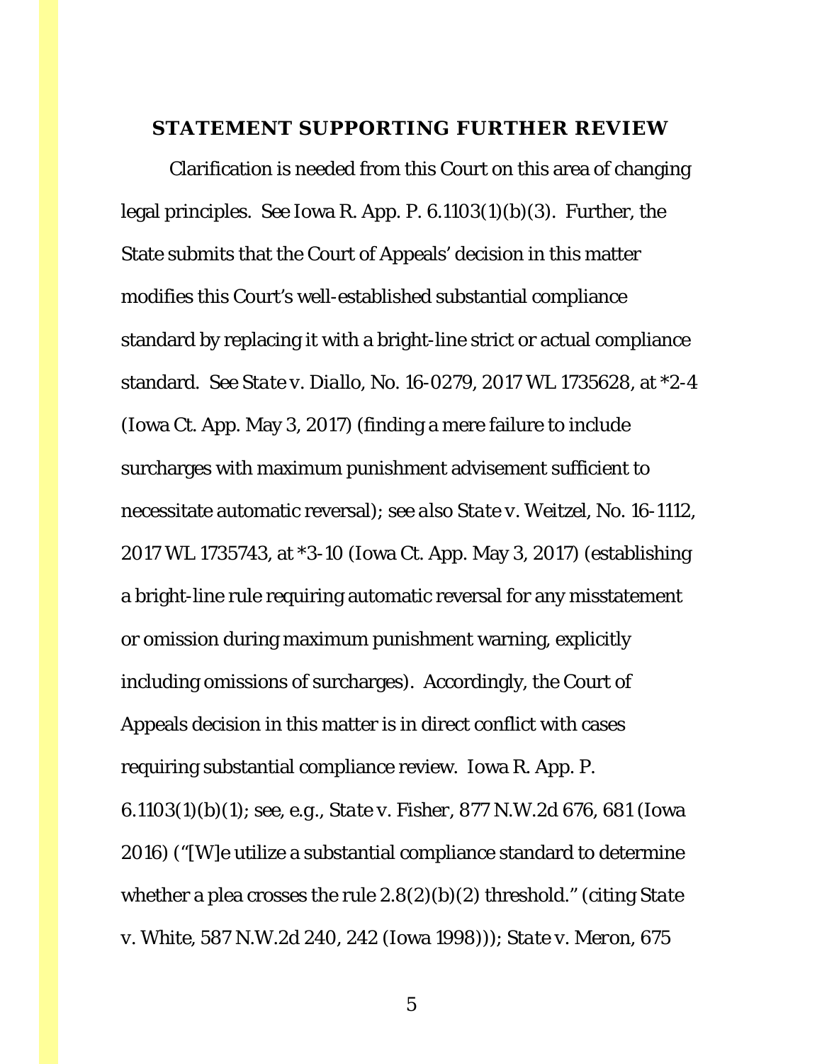## STATEMENT SUPPORTING FURTHER REVIEW

Clarification is needed from this Court on this area of changing legal principles. *See* Iowa R. App. P. 6.1103(1)(b)(3). Further, the State submits that the Court of Appeals' decision in this matter modifies this Court's well-established substantial compliance standard by replacing it with a bright-line strict or actual compliance standard. *See State v. Diallo*, No. 16-0279, 2017 WL 1735628, at *2-4 (Iowa Ct. App. May 3, 2017) (finding a mere failure to include surcharges with maximum punishment advisement sufficient to necessitate automatic reversal); *see also State v. Weitzel*, No. 16-1112, 2017 WL 1735743, at *3-10 (Iowa Ct. App. May 3, 2017) (establishing a bright-line rule requiring automatic reversal for any misstatement or omission during maximum punishment warning, explicitly including omissions of surcharges). Accordingly, the Court of Appeals decision in this matter is in direct conflict with cases requiring substantial compliance review. Iowa R. App. P. 6.1103(1)(b)(1); *see, e.g.*, *State v. Fisher*, 877 N.W.2d 676, 681 (Iowa 2016) ("[W]e utilize a substantial compliance standard to determine whether a plea crosses the rule 2.8(2)(b)(2) threshold." (citing *State v. White*, 587 N.W.2d 240, 242 (Iowa 1998))); *State v. Meron*, 675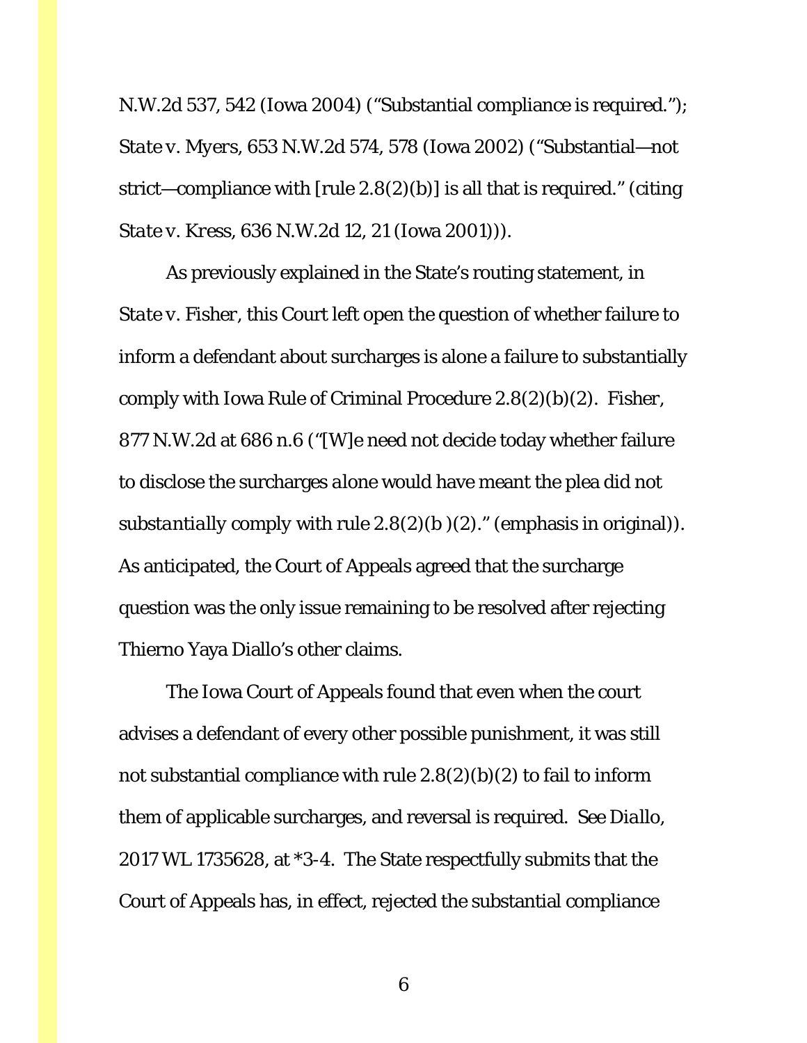N.W.2d 537, 542 (Iowa 2004) ("Substantial compliance is required."); *State v. Myers*, 653 N.W.2d 574, 578 (Iowa 2002) ("Substantial—not strict—compliance with [rule 2.8(2)(b)] is all that is required." (citing *State v. Kress*, 636 N.W.2d 12, 21 (Iowa 2001))).

As previously explained in the State's routing statement, in *State v. Fisher*, this Court left open the question of whether failure to inform a defendant about surcharges is alone a failure to substantially comply with Iowa Rule of Criminal Procedure 2.8(2)(b)(2). *Fisher*, 877 N.W.2d at 686 n.6 ("[W]e need not decide today whether failure to disclose the surcharges *alone* would have meant the plea did not *substantially* comply with rule 2.8(2)(b )(2)." (emphasis in original)). As anticipated, the Court of Appeals agreed that the surcharge question was the only issue remaining to be resolved after rejecting Thierno Yaya Diallo's other claims.

The Iowa Court of Appeals found that even when the court advises a defendant of every other possible punishment, it was still not substantial compliance with rule 2.8(2)(b)(2) to fail to inform them of applicable surcharges, and reversal is required. *See Diallo*, 2017 WL 1735628, at *3-4. The State respectfully submits that the Court of Appeals has, in effect, rejected the substantial compliance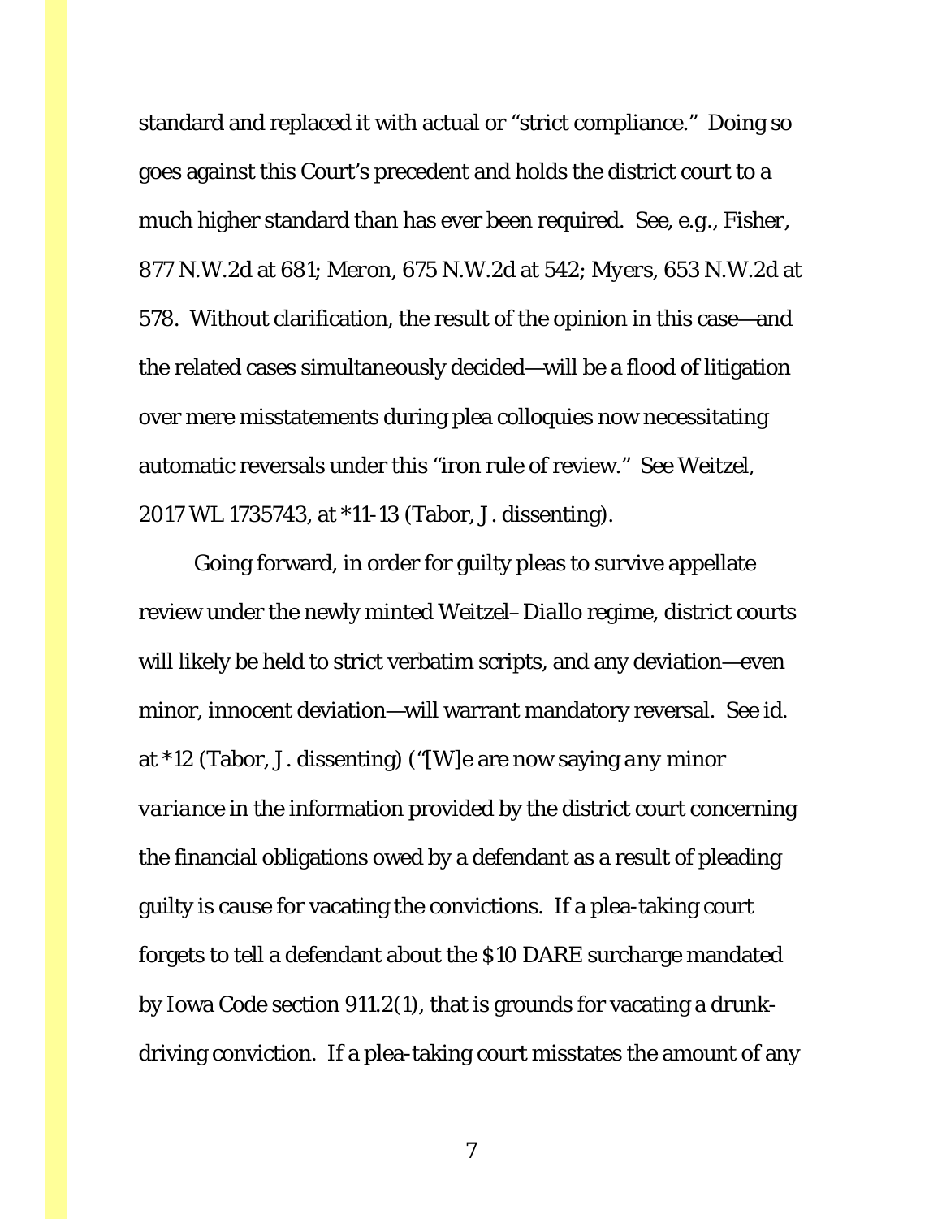standard and replaced it with actual or "strict compliance." Doing so goes against this Court's precedent and holds the district court to a much higher standard than has ever been required. *See, e.g.*, *Fisher*, 877 N.W.2d at 681; *Meron*, 675 N.W.2d at 542; *Myers*, 653 N.W.2d at 578. Without clarification, the result of the opinion in this case—and the related cases simultaneously decided—will be a flood of litigation over mere misstatements during plea colloquies now necessitating automatic reversals under this "iron rule of review." *See Weitzel*, 2017 WL 1735743, at *11-13 (Tabor, J. dissenting).

Going forward, in order for guilty pleas to survive appellate review under the newly minted *Weitzel*–*Diallo* regime, district courts will likely be held to strict verbatim scripts, and any deviation—even minor, innocent deviation—will warrant mandatory reversal. *See id.* at *12 (Tabor, J. dissenting) ("[W]e are now saying *any minor variance* in the information provided by the district court concerning the financial obligations owed by a defendant as a result of pleading guilty is cause for vacating the convictions. If a plea-taking court forgets to tell a defendant about the $10 DARE surcharge mandated by Iowa Code section 911.2(1), that is grounds for vacating a drunk-driving conviction. If a plea-taking court misstates the amount of any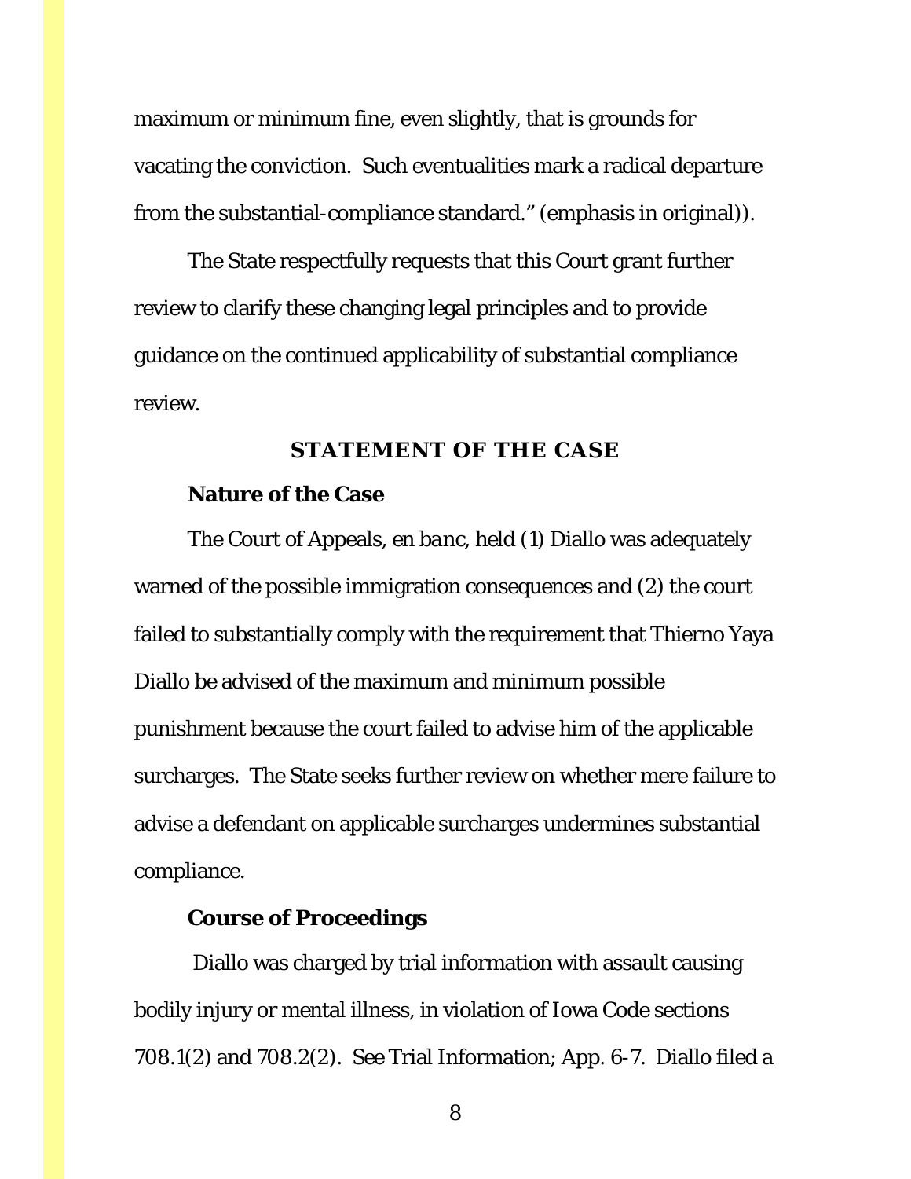maximum or minimum fine, even slightly, that is grounds for vacating the conviction. Such eventualities mark a radical departure from the substantial-compliance standard." (emphasis in original)).

The State respectfully requests that this Court grant further review to clarify these changing legal principles and to provide guidance on the continued applicability of substantial compliance review.

## STATEMENT OF THE CASE

### Nature of the Case

The Court of Appeals, *en banc*, held (1) Diallo was adequately warned of the possible immigration consequences and (2) the court failed to substantially comply with the requirement that Thierno Yaya Diallo be advised of the maximum and minimum possible punishment because the court failed to advise him of the applicable surcharges. The State seeks further review on whether mere failure to advise a defendant on applicable surcharges undermines substantial compliance.

### Course of Proceedings

Diallo was charged by trial information with assault causing bodily injury or mental illness, in violation of Iowa Code sections 708.1(2) and 708.2(2). See Trial Information; App. 6-7. Diallo filed a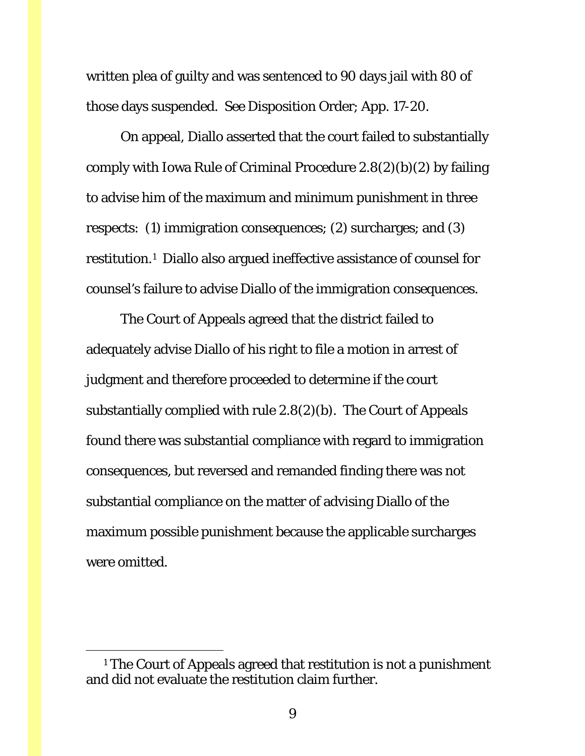written plea of guilty and was sentenced to 90 days jail with 80 of those days suspended. See Disposition Order; App. 17-20.

On appeal, Diallo asserted that the court failed to substantially comply with Iowa Rule of Criminal Procedure 2.8(2)(b)(2) by failing to advise him of the maximum and minimum punishment in three respects: (1) immigration consequences; (2) surcharges; and (3) restitution.[1] Diallo also argued ineffective assistance of counsel for counsel's failure to advise Diallo of the immigration consequences.

The Court of Appeals agreed that the district failed to adequately advise Diallo of his right to file a motion in arrest of judgment and therefore proceeded to determine if the court substantially complied with rule 2.8(2)(b). The Court of Appeals found there was substantial compliance with regard to immigration consequences, but reversed and remanded finding there was not substantial compliance on the matter of advising Diallo of the maximum possible punishment because the applicable surcharges were omitted.

[1] The Court of Appeals agreed that restitution is not a punishment and did not evaluate the restitution claim further.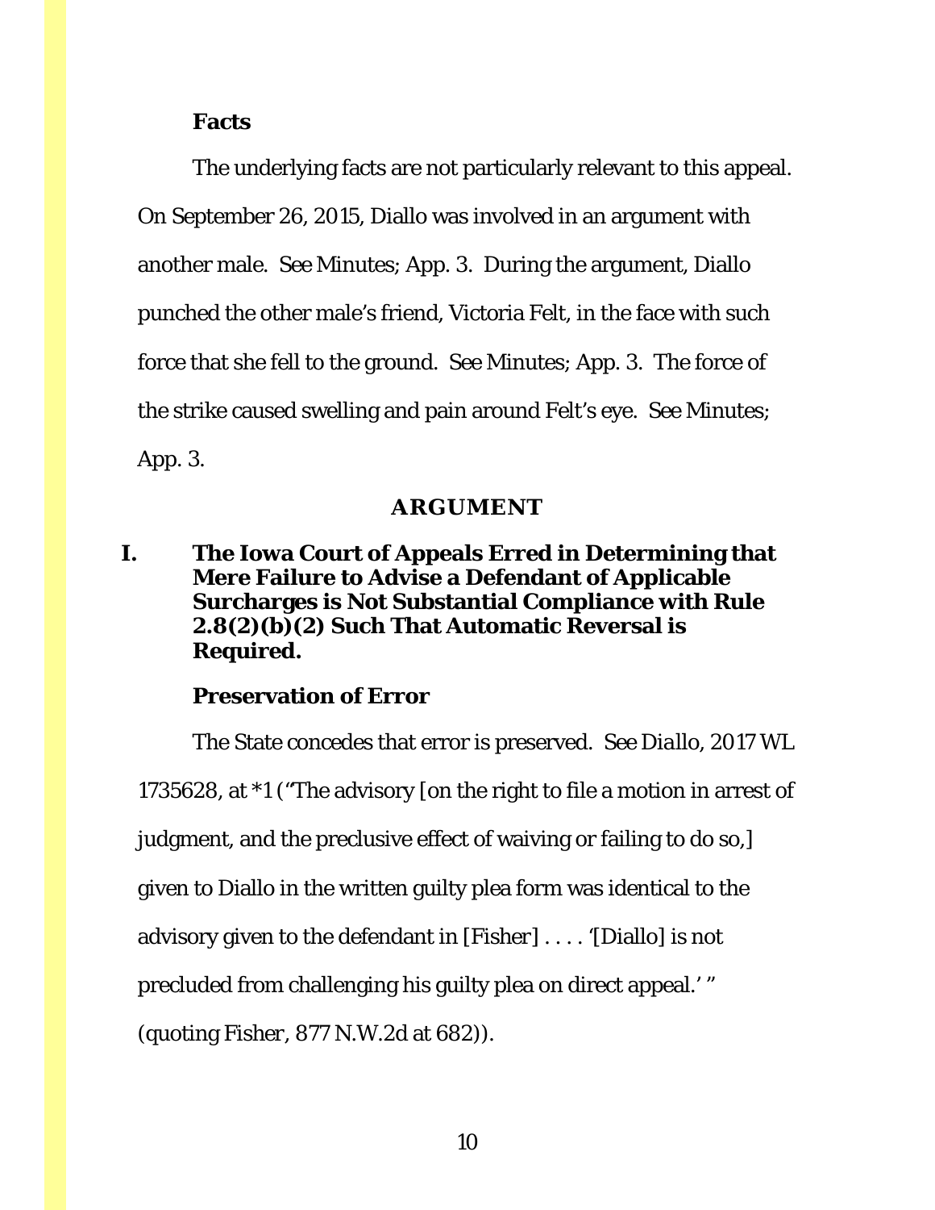**Facts**

The underlying facts are not particularly relevant to this appeal. On September 26, 2015, Diallo was involved in an argument with another male. See Minutes; App. 3. During the argument, Diallo punched the other male's friend, Victoria Felt, in the face with such force that she fell to the ground. See Minutes; App. 3. The force of the strike caused swelling and pain around Felt's eye. See Minutes; App. 3.

## ARGUMENT

**I. The Iowa Court of Appeals Erred in Determining that Mere Failure to Advise a Defendant of Applicable Surcharges is Not Substantial Compliance with Rule 2.8(2)(b)(2) Such That Automatic Reversal is Required.**

**Preservation of Error**

The State concedes that error is preserved. *See Diallo*, 2017 WL 1735628, at *1 ("The advisory [on the right to file a motion in arrest of judgment, and the preclusive effect of waiving or failing to do so,] given to Diallo in the written guilty plea form was identical to the advisory given to the defendant in [Fisher] . . . . '[Diallo] is not precluded from challenging his guilty plea on direct appeal.' " (quoting Fisher, 877 N.W.2d at 682)).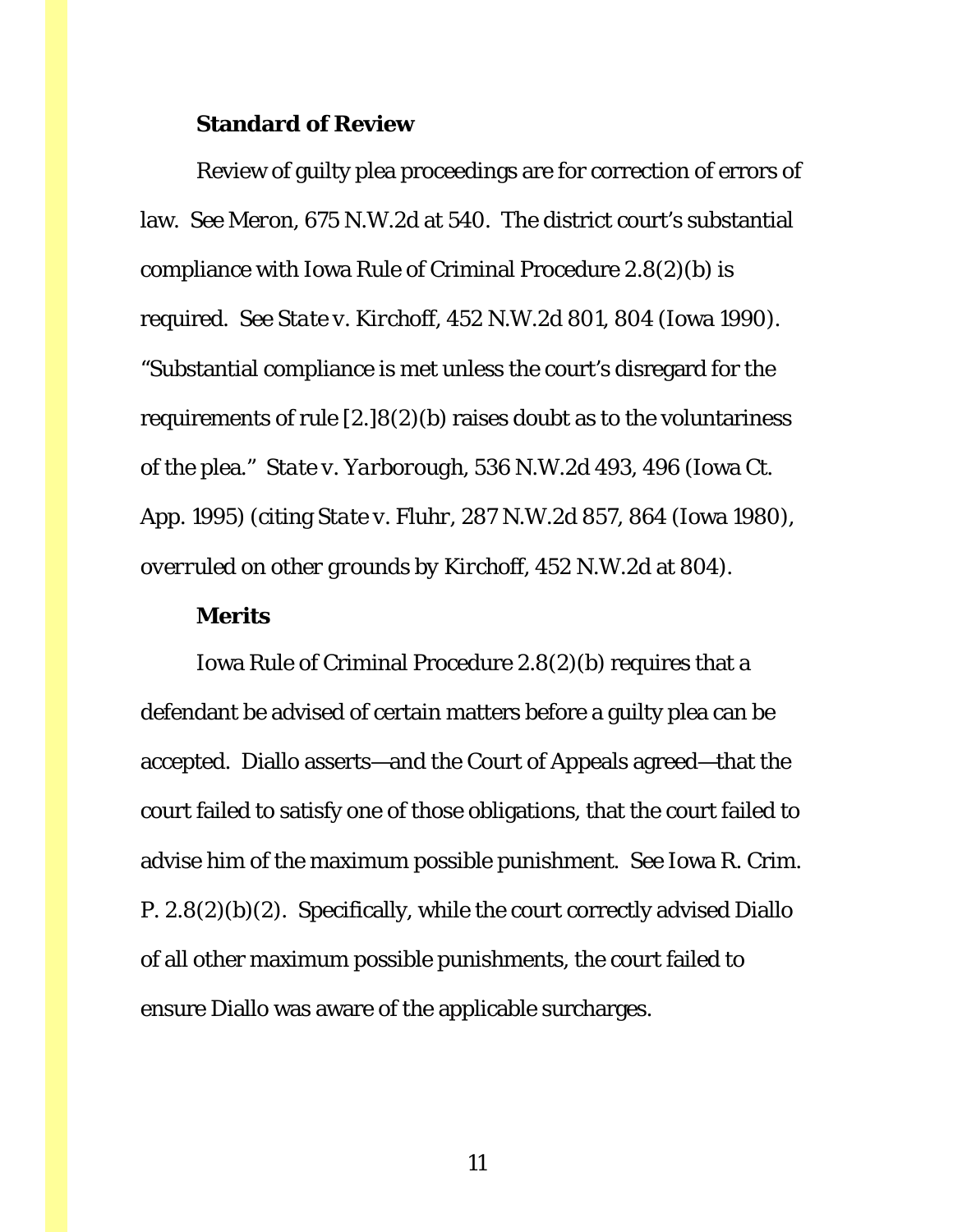**Standard of Review**

Review of guilty plea proceedings are for correction of errors of law. *See Meron*, 675 N.W.2d at 540. The district court's substantial compliance with Iowa Rule of Criminal Procedure 2.8(2)(b) is required. *See State v. Kirchoff*, 452 N.W.2d 801, 804 (Iowa 1990). "Substantial compliance is met unless the court's disregard for the requirements of rule [2.]8(2)(b) raises doubt as to the voluntariness of the plea." *State v. Yarborough*, 536 N.W.2d 493, 496 (Iowa Ct. App. 1995) (citing *State v. Fluhr*, 287 N.W.2d 857, 864 (Iowa 1980), *overruled on other grounds by Kirchoff*, 452 N.W.2d at 804).

**Merits**

Iowa Rule of Criminal Procedure 2.8(2)(b) requires that a defendant be advised of certain matters before a guilty plea can be accepted. Diallo asserts—and the Court of Appeals agreed—that the court failed to satisfy one of those obligations, that the court failed to advise him of the maximum possible punishment. See Iowa R. Crim. P. 2.8(2)(b)(2). Specifically, while the court correctly advised Diallo of all other maximum possible punishments, the court failed to ensure Diallo was aware of the applicable surcharges.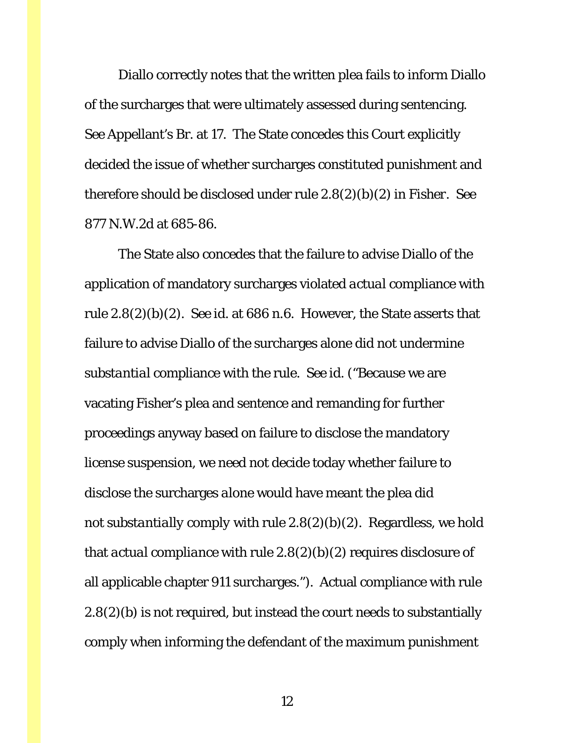Diallo correctly notes that the written plea fails to inform Diallo of the surcharges that were ultimately assessed during sentencing. *See* Appellant's Br. at 17. The State concedes this Court explicitly decided the issue of whether surcharges constituted punishment and therefore should be disclosed under rule 2.8(2)(b)(2) in *Fisher*. *See* 877 N.W.2d at 685-86.

The State also concedes that the failure to advise Diallo of the application of mandatory surcharges violated *actual* compliance with rule 2.8(2)(b)(2). *See id.* at 686 n.6. However, the State asserts that failure to advise Diallo of the surcharges alone did not undermine *substantial* compliance with the rule. *See id.* ("Because we are vacating Fisher's plea and sentence and remanding for further proceedings anyway based on failure to disclose the mandatory license suspension, we need not decide today whether failure to disclose the surcharges *alone* would have meant the plea did not *substantially* comply with rule 2.8(2)(b)(2). Regardless, we hold that *actual compliance* with rule 2.8(2)(b)(2) requires disclosure of all applicable chapter 911 surcharges."). Actual compliance with rule 2.8(2)(b) is not required, but instead the court needs to substantially comply when informing the defendant of the maximum punishment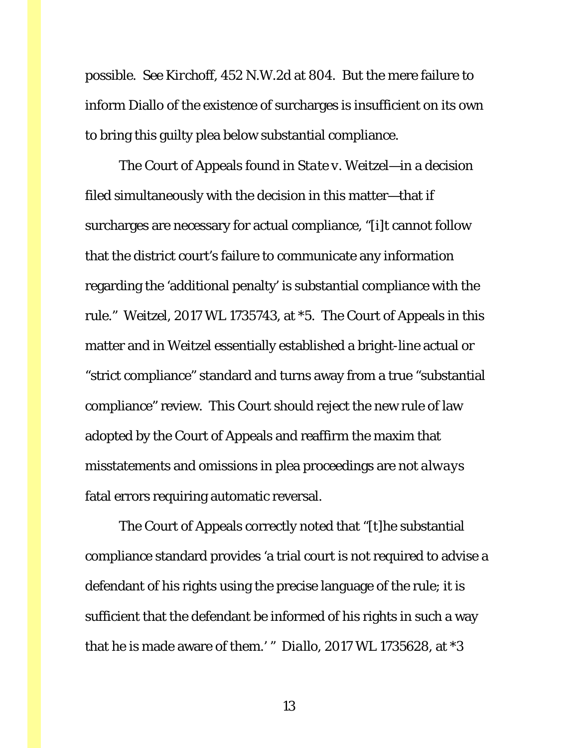possible. *See Kirchoff*, 452 N.W.2d at 804. But the mere failure to inform Diallo of the existence of surcharges is insufficient on its own to bring this guilty plea below substantial compliance.

The Court of Appeals found in *State v. Weitzel*—in a decision filed simultaneously with the decision in this matter—that if surcharges are necessary for actual compliance, "[i]t cannot follow that the district court's failure to communicate any information regarding the 'additional penalty' is substantial compliance with the rule." *Weitzel*, 2017 WL 1735743, at *5. The Court of Appeals in this matter and in Weitzel essentially established a bright-line actual or "strict compliance" standard and turns away from a true "substantial compliance" review. This Court should reject the new rule of law adopted by the Court of Appeals and reaffirm the maxim that misstatements and omissions in plea proceedings are not *always* fatal errors requiring automatic reversal.

The Court of Appeals correctly noted that "[t]he substantial compliance standard provides 'a trial court is not required to advise a defendant of his rights using the precise language of the rule; it is sufficient that the defendant be informed of his rights in such a way that he is made aware of them.' " *Diallo*, 2017 WL 1735628, at *3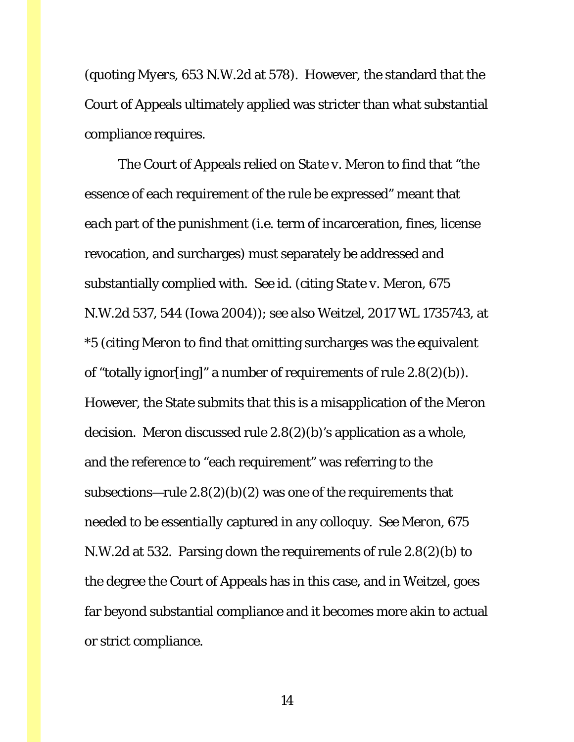(quoting *Myers*, 653 N.W.2d at 578). However, the standard that the Court of Appeals ultimately applied was stricter than what substantial compliance requires.

The Court of Appeals relied on *State v. Meron* to find that "the essence of each requirement of the rule be expressed" meant that *each* part of the punishment (i.e. term of incarceration, fines, license revocation, and surcharges) must separately be addressed and substantially complied with. *See id.* (citing *State v. Meron*, 675 N.W.2d 537, 544 (Iowa 2004)); *see also Weitzel*, 2017 WL 1735743, at *5 (citing *Meron* to find that omitting surcharges was the equivalent of "totally ignor[ing]" a number of requirements of rule 2.8(2)(b)). However, the State submits that this is a misapplication of the *Meron* decision. *Meron* discussed rule 2.8(2)(b)'s application as a whole, and the reference to "each requirement" was referring to the subsections—rule 2.8(2)(b)(2) was one of the requirements that needed to be essentially captured in any colloquy. *See Meron*, 675 N.W.2d at 532. Parsing down the requirements of rule 2.8(2)(b) to the degree the Court of Appeals has in this case, and in *Weitzel*, goes far beyond substantial compliance and it becomes more akin to actual or strict compliance.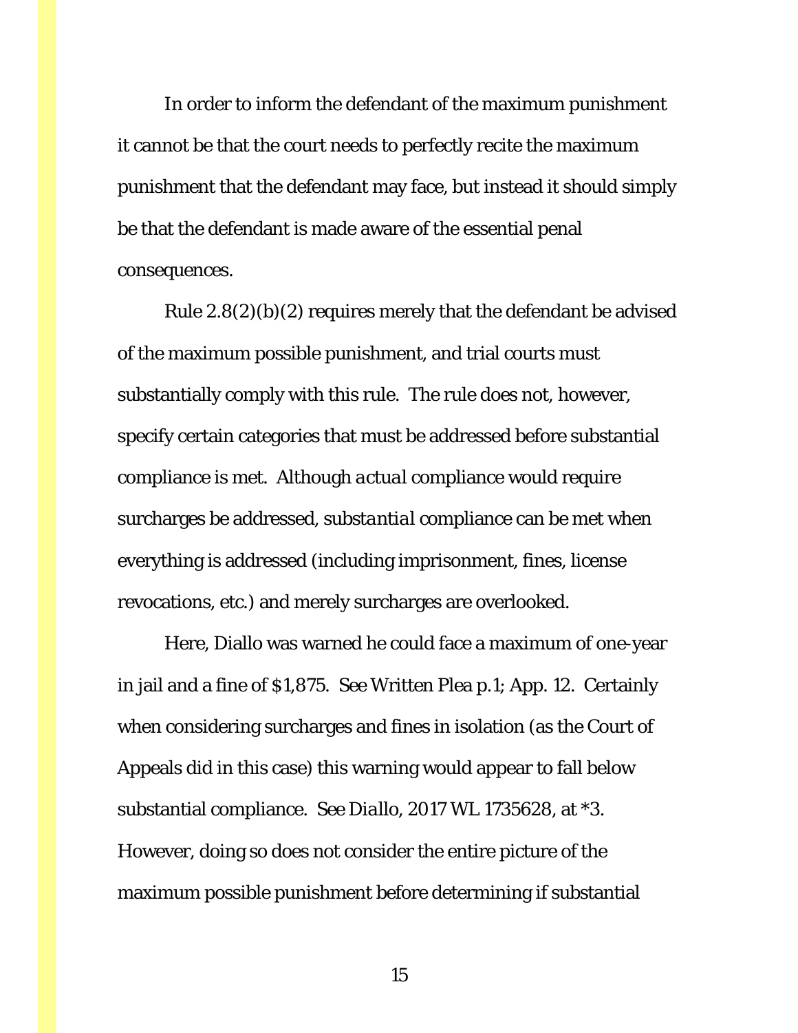In order to inform the defendant of the maximum punishment it cannot be that the court needs to perfectly recite the maximum punishment that the defendant may face, but instead it should simply be that the defendant is made aware of the essential penal consequences.

Rule 2.8(2)(b)(2) requires merely that the defendant be advised of the maximum possible punishment, and trial courts must substantially comply with this rule. The rule does not, however, specify certain categories that must be addressed before substantial compliance is met. Although *actual* compliance would require surcharges be addressed, *substantial* compliance can be met when everything is addressed (including imprisonment, fines, license revocations, etc.) and merely surcharges are overlooked.

Here, Diallo was warned he could face a maximum of one-year in jail and a fine of $1,875. See Written Plea p.1; App. 12. Certainly when considering surcharges and fines in isolation (as the Court of Appeals did in this case) this warning would appear to fall below substantial compliance. See *Diallo*, 2017 WL 1735628, at *3. However, doing so does not consider the entire picture of the maximum possible punishment before determining if substantial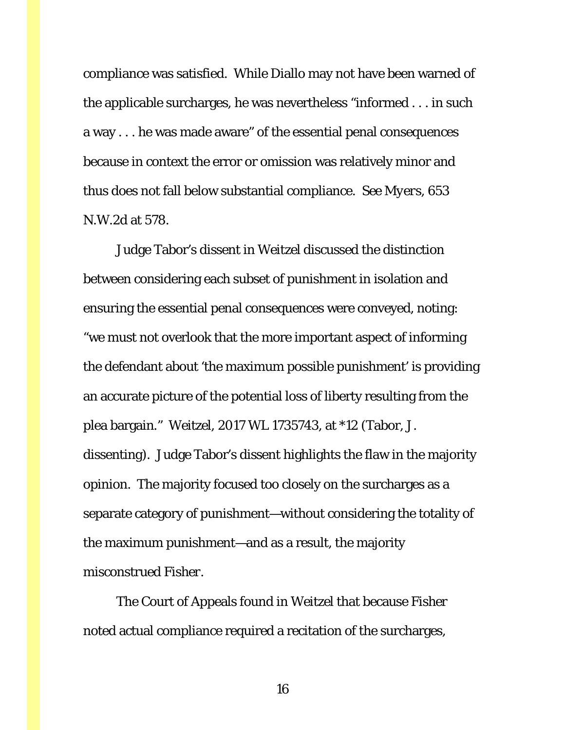compliance was satisfied. While Diallo may not have been warned of the applicable surcharges, he was nevertheless "informed . . . in such a way . . . he was made aware" of the essential penal consequences because in context the error or omission was relatively minor and thus does not fall below substantial compliance. *See Myers*, 653 N.W.2d at 578.

Judge Tabor's dissent in Weitzel discussed the distinction between considering each subset of punishment in isolation and ensuring the essential penal consequences were conveyed, noting: "we must not overlook that the more important aspect of informing the defendant about 'the maximum possible punishment' is providing an accurate picture of the potential loss of liberty resulting from the plea bargain." Weitzel, 2017 WL 1735743, at *12 (Tabor, J. dissenting). Judge Tabor's dissent highlights the flaw in the majority opinion. The majority focused too closely on the surcharges as a separate category of punishment—without considering the totality of the maximum punishment—and as a result, the majority misconstrued *Fisher*.

The Court of Appeals found in Weitzel that because Fisher noted actual compliance required a recitation of the surcharges,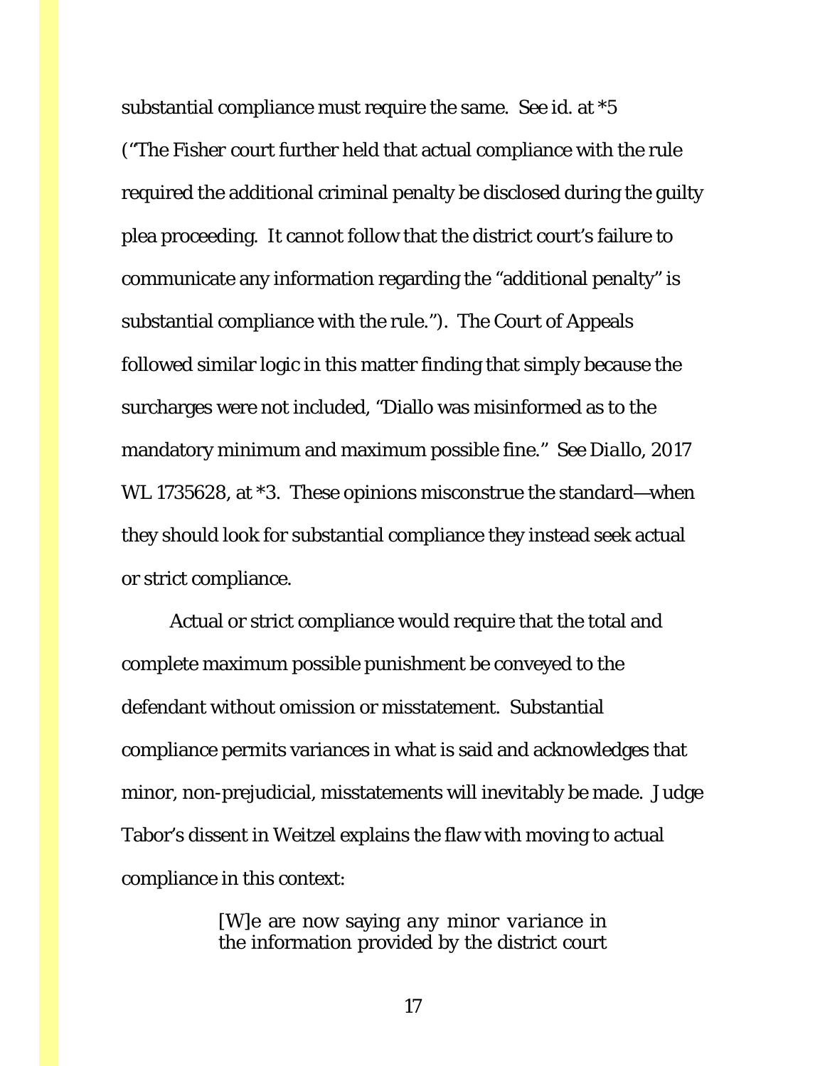substantial compliance must require the same. *See id.* at *5 ("The Fisher court further held that actual compliance with the rule required the additional criminal penalty be disclosed during the guilty plea proceeding. It cannot follow that the district court's failure to communicate any information regarding the "additional penalty" is substantial compliance with the rule."). The Court of Appeals followed similar logic in this matter finding that simply because the surcharges were not included, "Diallo was misinformed as to the mandatory minimum and maximum possible fine." *See Diallo*, 2017 WL 1735628, at *3. These opinions misconstrue the standard—when they should look for substantial compliance they instead seek actual or strict compliance.

Actual or strict compliance would require that the total and complete maximum possible punishment be conveyed to the defendant without omission or misstatement. Substantial compliance permits variances in what is said and acknowledges that minor, non-prejudicial, misstatements will inevitably be made. Judge Tabor's dissent in Weitzel explains the flaw with moving to actual compliance in this context:

> [W]e are now saying *any minor variance* in the information provided by the district court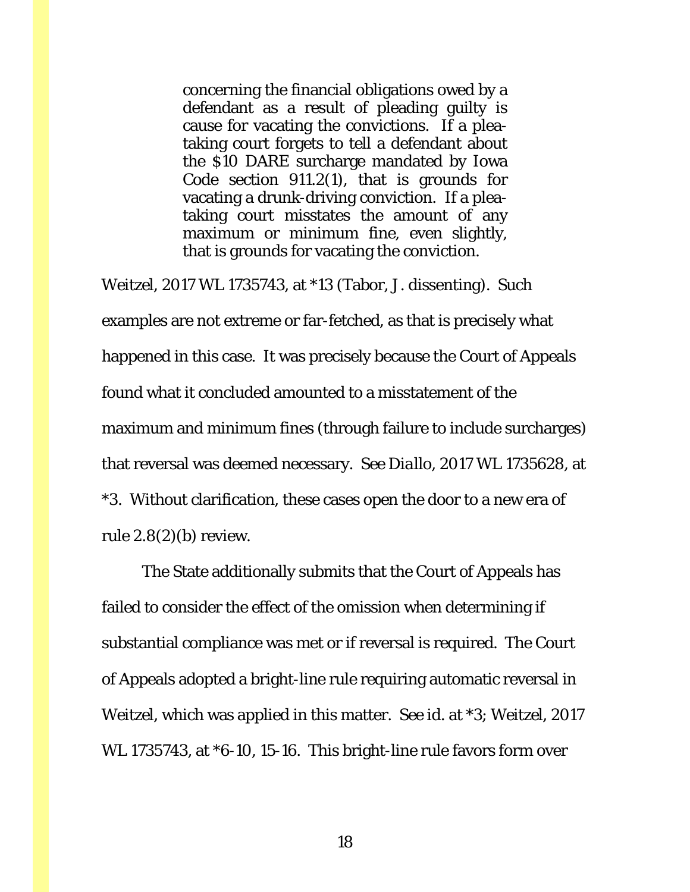> concerning the financial obligations owed by a defendant as a result of pleading guilty is cause for vacating the convictions. If a plea-taking court forgets to tell a defendant about the $10 DARE surcharge mandated by Iowa Code section 911.2(1), that is grounds for vacating a drunk-driving conviction. If a plea-taking court misstates the amount of any maximum or minimum fine, even slightly, that is grounds for vacating the conviction.

Weitzel, 2017 WL 1735743, at *13 (Tabor, J. dissenting). Such examples are not extreme or far-fetched, as that is precisely what happened in this case. It was precisely because the Court of Appeals found what it concluded amounted to a misstatement of the maximum and minimum fines (through failure to include surcharges) that reversal was deemed necessary. *See Diallo*, 2017 WL 1735628, at *3. Without clarification, these cases open the door to a new era of rule 2.8(2)(b) review.

The State additionally submits that the Court of Appeals has failed to consider the effect of the omission when determining if substantial compliance was met or if reversal is required. The Court of Appeals adopted a bright-line rule requiring automatic reversal in Weitzel, which was applied in this matter. See id. at *3; Weitzel, 2017 WL 1735743, at *6-10, 15-16. This bright-line rule favors form over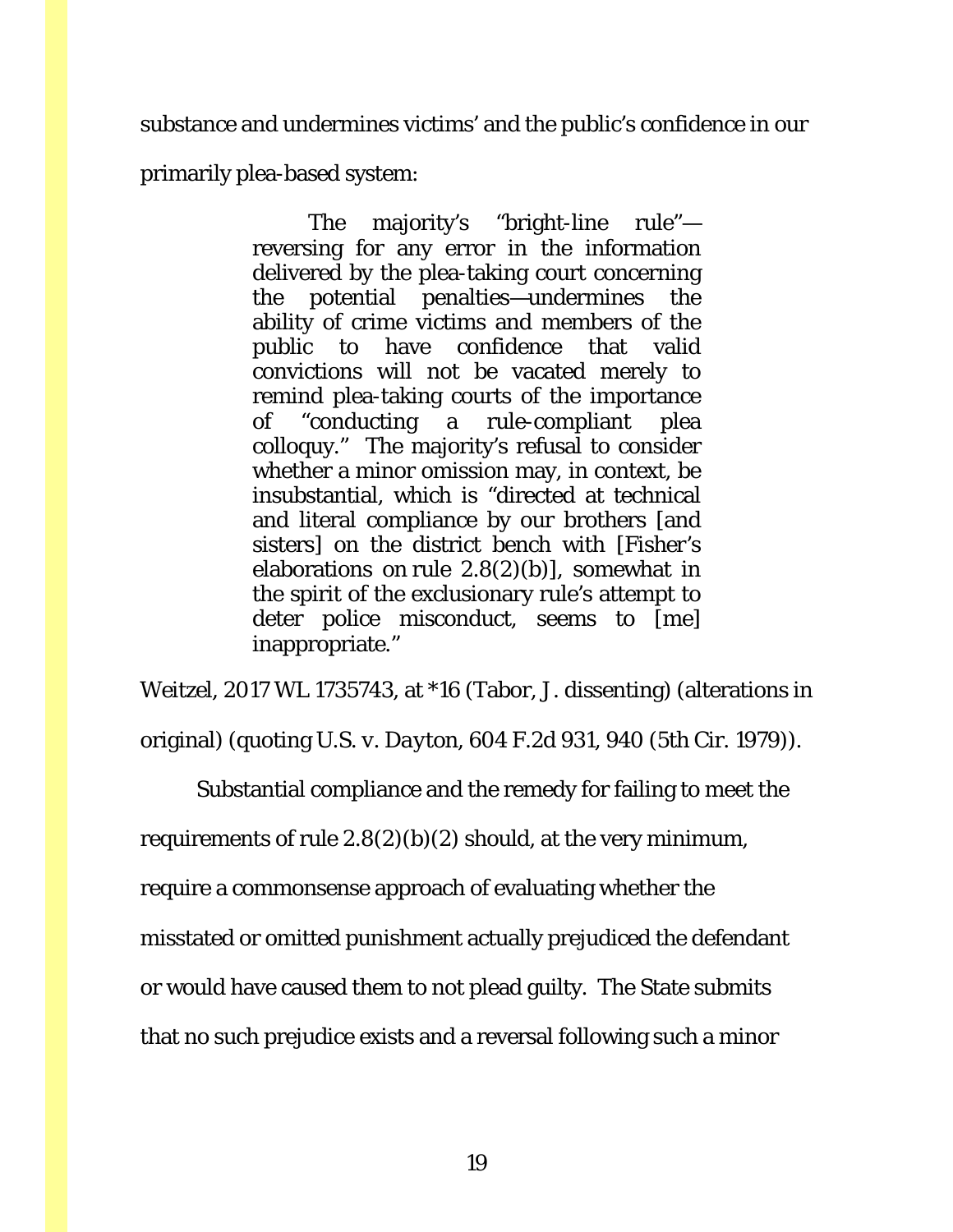substance and undermines victims' and the public's confidence in our primarily plea-based system:

> The majority's "bright-line rule"—reversing for any error in the information delivered by the plea-taking court concerning the potential penalties—undermines the ability of crime victims and members of the public to have confidence that valid convictions will not be vacated merely to remind plea-taking courts of the importance of "conducting a rule-compliant plea colloquy." The majority's refusal to consider whether a minor omission may, in context, be insubstantial, which is "directed at technical and literal compliance by our brothers [and sisters] on the district bench with [Fisher's elaborations on rule 2.8(2)(b)], somewhat in the spirit of the exclusionary rule's attempt to deter police misconduct, seems to [me] inappropriate."

*Weitzel*, 2017 WL 1735743, at *16 (Tabor, J. dissenting) (alterations in original) (quoting *U.S. v. Dayton*, 604 F.2d 931, 940 (5th Cir. 1979)).

Substantial compliance and the remedy for failing to meet the requirements of rule 2.8(2)(b)(2) should, at the very minimum, require a commonsense approach of evaluating whether the misstated or omitted punishment actually prejudiced the defendant or would have caused them to not plead guilty. The State submits that no such prejudice exists and a reversal following such a minor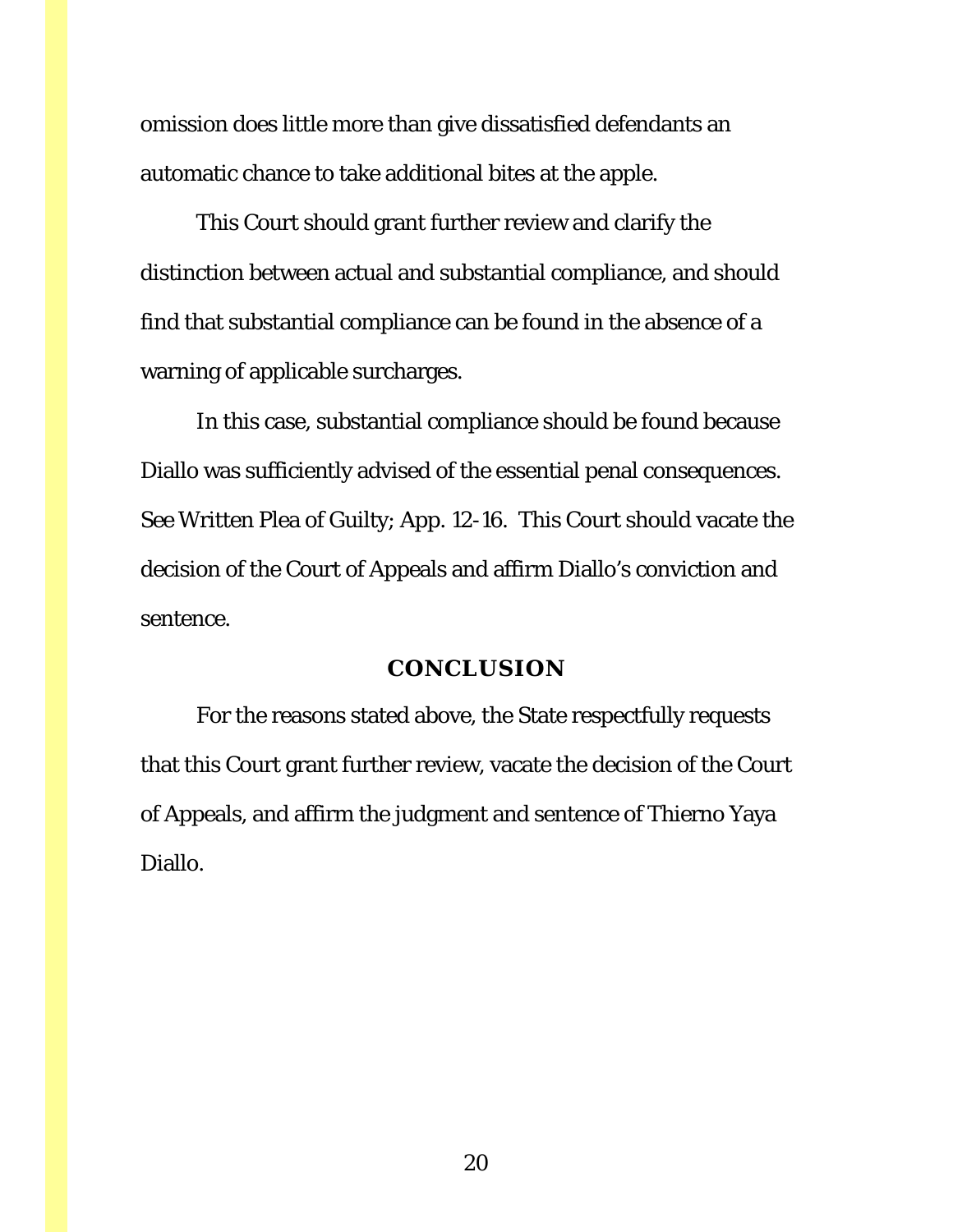omission does little more than give dissatisfied defendants an automatic chance to take additional bites at the apple.

This Court should grant further review and clarify the distinction between actual and substantial compliance, and should find that substantial compliance can be found in the absence of a warning of applicable surcharges.

In this case, substantial compliance should be found because Diallo was sufficiently advised of the essential penal consequences. See Written Plea of Guilty; App. 12-16. This Court should vacate the decision of the Court of Appeals and affirm Diallo's conviction and sentence.

## CONCLUSION

For the reasons stated above, the State respectfully requests that this Court grant further review, vacate the decision of the Court of Appeals, and affirm the judgment and sentence of Thierno Yaya Diallo.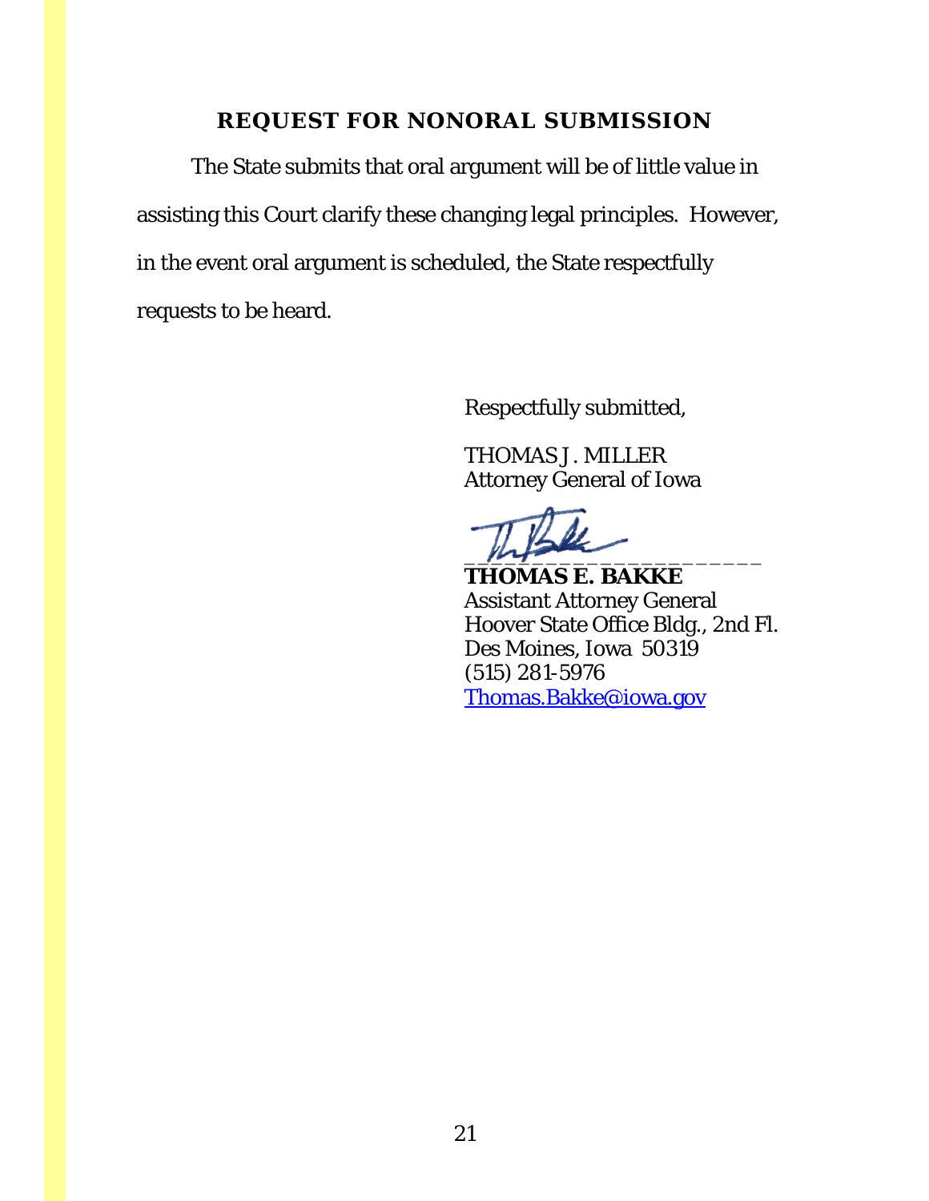## REQUEST FOR NONORAL SUBMISSION

The State submits that oral argument will be of little value in assisting this Court clarify these changing legal principles. However, in the event oral argument is scheduled, the State respectfully requests to be heard.

Respectfully submitted,

THOMAS J. MILLER
Attorney General of Iowa

_____________________

**THOMAS E. BAKKE**
Assistant Attorney General
Hoover State Office Bldg., 2nd Fl.
Des Moines, Iowa 50319
(515) 281-5976
Thomas.Bakke@iowa.gov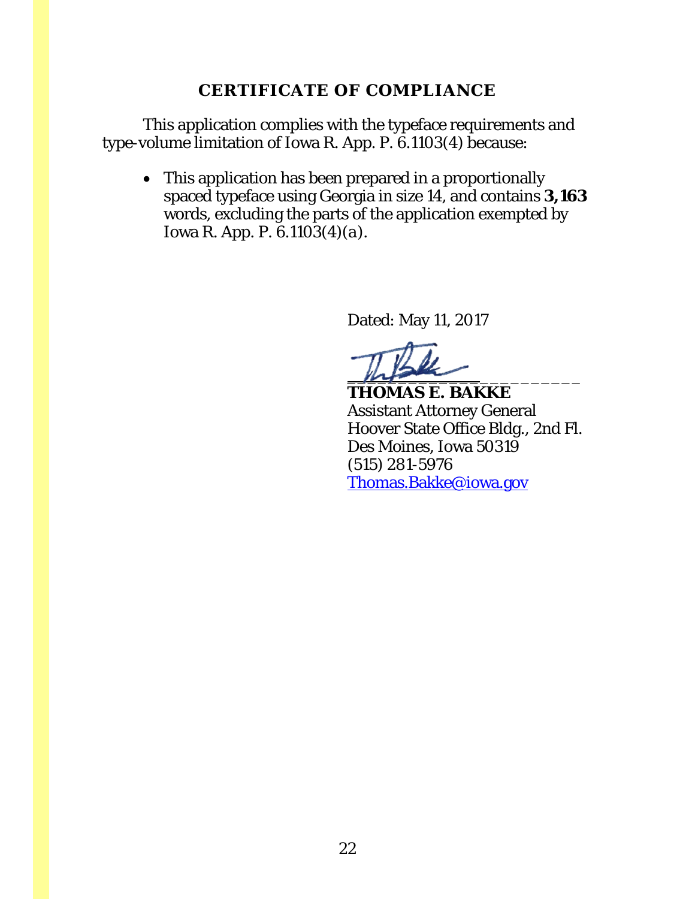## CERTIFICATE OF COMPLIANCE

This application complies with the typeface requirements and type-volume limitation of Iowa R. App. P. 6.1103(4) because:

- This application has been prepared in a proportionally spaced typeface using Georgia in size 14, and contains **3,163** words, excluding the parts of the application exempted by Iowa R. App. P. 6.1103(4)(a).

Dated: May 11, 2017

______________________

**THOMAS E. BAKKE**
Assistant Attorney General
Hoover State Office Bldg., 2nd Fl.
Des Moines, Iowa 50319
(515) 281-5976
Thomas.Bakke@iowa.gov